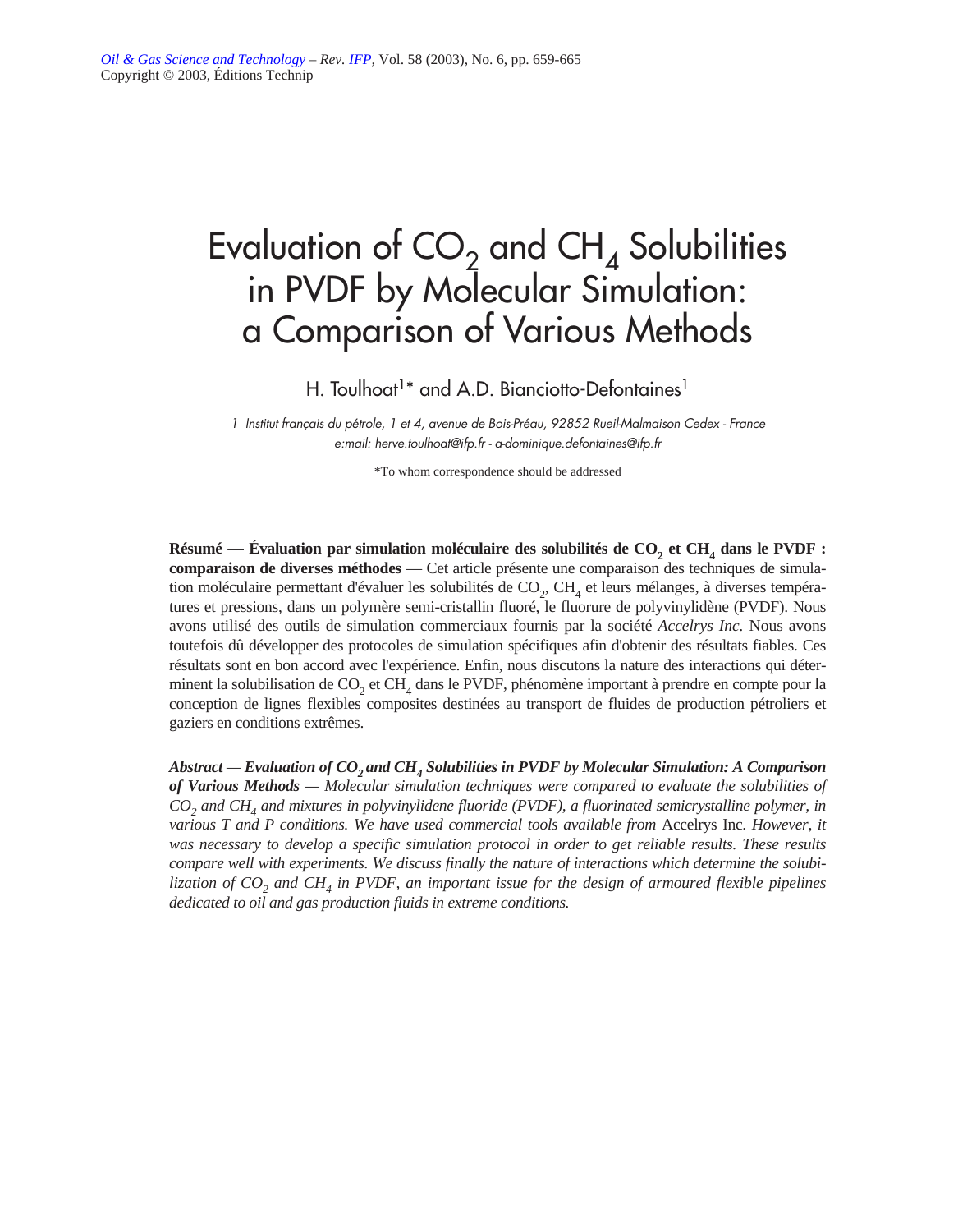# Evaluation of $CO_2$ and $CH_4$ Solubilities in PVDF by Molecular Simulation: a Comparison of Various Methods

H. Toulhoat[1]* and A.D. Bianciotto-Defontaines[1]

*1 Institut français du pétrole, 1 et 4, avenue de Bois-Préau, 92852 Rueil-Malmaison Cedex - France*
*e:mail: herve.toulhoat@ifp.fr - a-dominique.defontaines@ifp.fr*

*To whom correspondence should be addressed

**Résumé — Évaluation par simulation moléculaire des solubilités de $CO_2$ et $CH_4$ dans le PVDF : comparaison de diverses méthodes** — Cet article présente une comparaison des techniques de simulation moléculaire permettant d'évaluer les solubilités de $CO_2$, $CH_4$ et leurs mélanges, à diverses températures et pressions, dans un polymère semi-cristallin fluoré, le fluorure de polyvinylidène (PVDF). Nous avons utilisé des outils de simulation commerciaux fournis par la société *Accelrys Inc.* Nous avons toutefois dû développer des protocoles de simulation spécifiques afin d'obtenir des résultats fiables. Ces résultats sont en bon accord avec l'expérience. Enfin, nous discutons la nature des interactions qui déterminent la solubilisation de $CO_2$ et $CH_4$ dans le PVDF, phénomène important à prendre en compte pour la conception de lignes flexibles composites destinées au transport de fluides de production pétroliers et gaziers en conditions extrêmes.

***Abstract — Evaluation of $CO_2$ and $CH_4$ Solubilities in PVDF by Molecular Simulation: A Comparison of Various Methods*** — *Molecular simulation techniques were compared to evaluate the solubilities of $CO_2$ and $CH_4$ and mixtures in polyvinylidene fluoride (PVDF), a fluorinated semicrystalline polymer, in various T and P conditions. We have used commercial tools available from* Accelrys Inc. *However, it was necessary to develop a specific simulation protocol in order to get reliable results. These results compare well with experiments. We discuss finally the nature of interactions which determine the solubilization of $CO_2$ and $CH_4$ in PVDF, an important issue for the design of armoured flexible pipelines dedicated to oil and gas production fluids in extreme conditions.*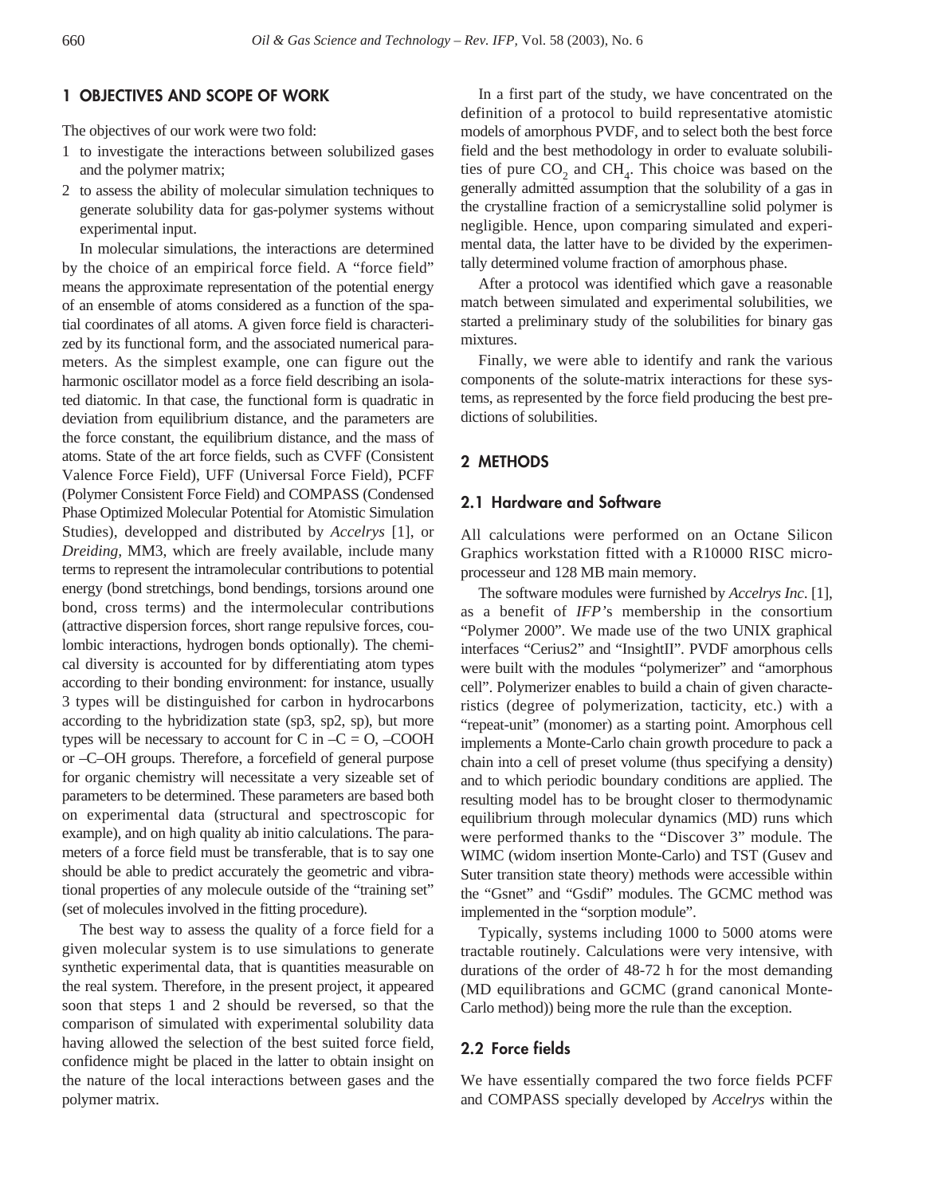## 1 OBJECTIVES AND SCOPE OF WORK

The objectives of our work were two fold:

1. to investigate the interactions between solubilized gases and the polymer matrix;
2. to assess the ability of molecular simulation techniques to generate solubility data for gas-polymer systems without experimental input.

In molecular simulations, the interactions are determined by the choice of an empirical force field. A "force field" means the approximate representation of the potential energy of an ensemble of atoms considered as a function of the spatial coordinates of all atoms. A given force field is characterized by its functional form, and the associated numerical parameters. As the simplest example, one can figure out the harmonic oscillator model as a force field describing an isolated diatomic. In that case, the functional form is quadratic in deviation from equilibrium distance, and the parameters are the force constant, the equilibrium distance, and the mass of atoms. State of the art force fields, such as CVFF (Consistent Valence Force Field), UFF (Universal Force Field), PCFF (Polymer Consistent Force Field) and COMPASS (Condensed Phase Optimized Molecular Potential for Atomistic Simulation Studies), developped and distributed by *Accelrys* [1], or *Dreiding,* MM3, which are freely available, include many terms to represent the intramolecular contributions to potential energy (bond stretchings, bond bendings, torsions around one bond, cross terms) and the intermolecular contributions (attractive dispersion forces, short range repulsive forces, coulombic interactions, hydrogen bonds optionally). The chemical diversity is accounted for by differentiating atom types according to their bonding environment: for instance, usually 3 types will be distinguished for carbon in hydrocarbons according to the hybridization state (sp3, sp2, sp), but more types will be necessary to account for C in –C = O, –COOH or –C–OH groups. Therefore, a forcefield of general purpose for organic chemistry will necessitate a very sizeable set of parameters to be determined. These parameters are based both on experimental data (structural and spectroscopic for example), and on high quality ab initio calculations. The parameters of a force field must be transferable, that is to say one should be able to predict accurately the geometric and vibrational properties of any molecule outside of the "training set" (set of molecules involved in the fitting procedure).

The best way to assess the quality of a force field for a given molecular system is to use simulations to generate synthetic experimental data, that is quantities measurable on the real system. Therefore, in the present project, it appeared soon that steps 1 and 2 should be reversed, so that the comparison of simulated with experimental solubility data having allowed the selection of the best suited force field, confidence might be placed in the latter to obtain insight on the nature of the local interactions between gases and the polymer matrix.

In a first part of the study, we have concentrated on the definition of a protocol to build representative atomistic models of amorphous PVDF, and to select both the best force field and the best methodology in order to evaluate solubilities of pure $CO_2$ and $CH_4$. This choice was based on the generally admitted assumption that the solubility of a gas in the crystalline fraction of a semicrystalline solid polymer is negligible. Hence, upon comparing simulated and experimental data, the latter have to be divided by the experimentally determined volume fraction of amorphous phase.

After a protocol was identified which gave a reasonable match between simulated and experimental solubilities, we started a preliminary study of the solubilities for binary gas mixtures.

Finally, we were able to identify and rank the various components of the solute-matrix interactions for these systems, as represented by the force field producing the best predictions of solubilities.

## 2 METHODS

### 2.1 Hardware and Software

All calculations were performed on an Octane Silicon Graphics workstation fitted with a R10000 RISC microprocesseur and 128 MB main memory.

The software modules were furnished by *Accelrys Inc.* [1], as a benefit of *IFP*'s membership in the consortium "Polymer 2000". We made use of the two UNIX graphical interfaces "Cerius2" and "InsightII". PVDF amorphous cells were built with the modules "polymerizer" and "amorphous cell". Polymerizer enables to build a chain of given characteristics (degree of polymerization, tacticity, etc.) with a "repeat-unit" (monomer) as a starting point. Amorphous cell implements a Monte-Carlo chain growth procedure to pack a chain into a cell of preset volume (thus specifying a density) and to which periodic boundary conditions are applied. The resulting model has to be brought closer to thermodynamic equilibrium through molecular dynamics (MD) runs which were performed thanks to the "Discover 3" module. The WIMC (widom insertion Monte-Carlo) and TST (Gusev and Suter transition state theory) methods were accessible within the "Gsnet" and "Gsdif" modules. The GCMC method was implemented in the "sorption module".

Typically, systems including 1000 to 5000 atoms were tractable routinely. Calculations were very intensive, with durations of the order of 48-72 h for the most demanding (MD equilibrations and GCMC (grand canonical Monte-Carlo method)) being more the rule than the exception.

### 2.2 Force fields

We have essentially compared the two force fields PCFF and COMPASS specially developed by *Accelrys* within the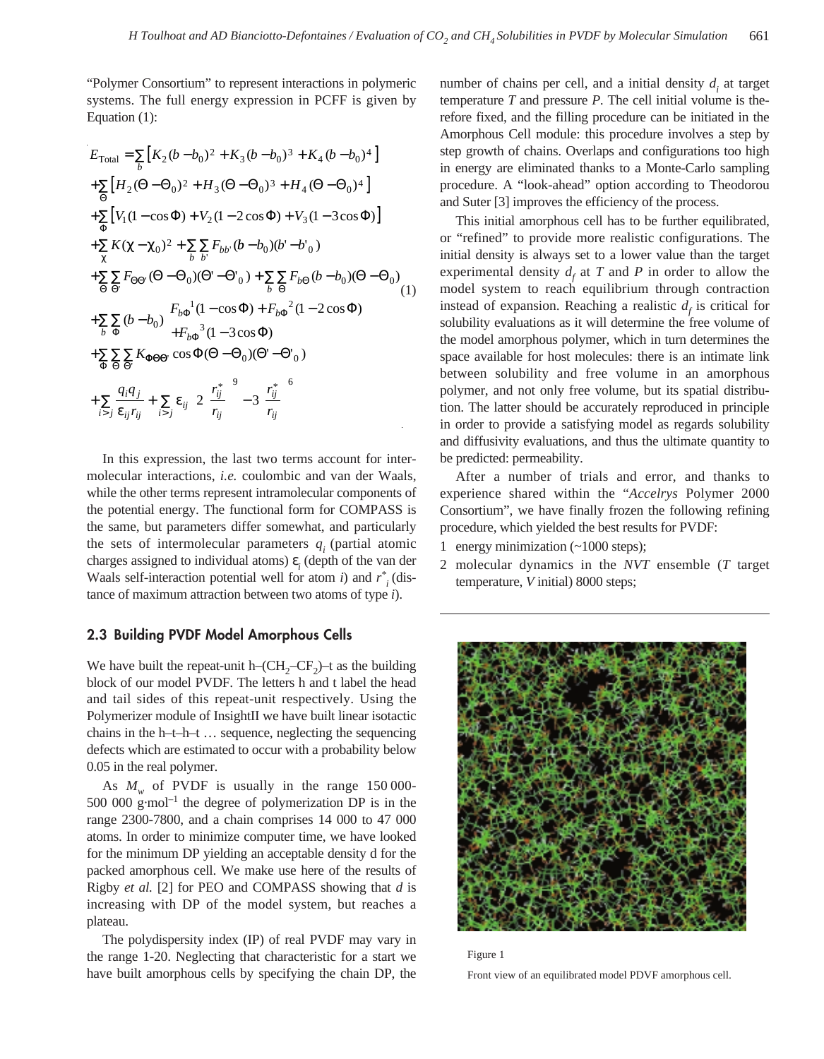"Polymer Consortium" to represent interactions in polymeric systems. The full energy expression in PCFF is given by Equation (1):

$$
\begin{aligned}
E_{\text{Total}} &= \sum_b \left[K_2(b-b_0)^2 + K_3(b-b_0)^3 + K_4(b-b_0)^4\right] \\
&+ \sum_\Theta \left[H_2(\Theta-\Theta_0)^2 + H_3(\Theta-\Theta_0)^3 + H_4(\Theta-\Theta_0)^4\right] \\
&+ \sum_\Phi \left[V_1(1-\cos\Phi) + V_2(1-2\cos\Phi) + V_3(1-3\cos\Phi)\right] \\
&+ \sum_\chi K(\chi-\chi_0)^2 + \sum_b \sum_{b'} F_{bb'}(b-b_0)(b'-b'_0) \\
&+ \sum_\Theta \sum_{\Theta'} F_{\Theta\Theta'}(\Theta-\Theta_0)(\Theta'-\Theta'_0) + \sum_b \sum_\Theta F_{b\Theta}(b-b_0)(\Theta-\Theta_0) \\
&+ \sum_b \sum_\Phi (b-b_0) \left[ F_{b\Phi}{}^1(1-\cos\Phi) + F_{b\Phi}{}^2(1-2\cos\Phi) + F_{b\Phi}{}^3(1-3\cos\Phi) \right] \\
&+ \sum_\Phi \sum_\Theta \sum_{\Theta'} K_{\Phi\Theta\Theta'} \cos\Phi(\Theta-\Theta_0)(\Theta'-\Theta'_0) \\
&+ \sum_{i>j} \frac{q_i q_j}{\varepsilon_{ij} r_{ij}} + \sum_{i>j} \varepsilon_{ij} \left[ 2\left(\frac{r^*_{ij}}{r_{ij}}\right)^9 - 3\left(\frac{r^*_{ij}}{r_{ij}}\right)^6 \right]
\end{aligned}
\tag{1}
$$

In this expression, the last two terms account for intermolecular interactions, *i.e.* coulombic and van der Waals, while the other terms represent intramolecular components of the potential energy. The functional form for COMPASS is the same, but parameters differ somewhat, and particularly the sets of intermolecular parameters $q_i$ (partial atomic charges assigned to individual atoms) $\varepsilon_i$ (depth of the van der Waals self-interaction potential well for atom *i*) and $r^*_i$ (distance of maximum attraction between two atoms of type *i*).

## 2.3 Building PVDF Model Amorphous Cells

We have built the repeat-unit h–($CH_2$–$CF_2$)–t as the building block of our model PVDF. The letters h and t label the head and tail sides of this repeat-unit respectively. Using the Polymerizer module of InsightII we have built linear isotactic chains in the h–t–h–t … sequence, neglecting the sequencing defects which are estimated to occur with a probability below 0.05 in the real polymer.

As $M_w$ of PVDF is usually in the range 150 000-500 000 g·mol$^{-1}$ the degree of polymerization DP is in the range 2300-7800, and a chain comprises 14 000 to 47 000 atoms. In order to minimize computer time, we have looked for the minimum DP yielding an acceptable density d for the packed amorphous cell. We make use here of the results of Rigby *et al.* [2] for PEO and COMPASS showing that *d* is increasing with DP of the model system, but reaches a plateau.

The polydispersity index (IP) of real PVDF may vary in the range 1-20. Neglecting that characteristic for a start we have built amorphous cells by specifying the chain DP, the number of chains per cell, and a initial density $d_i$ at target temperature *T* and pressure *P*. The cell initial volume is therefore fixed, and the filling procedure can be initiated in the Amorphous Cell module: this procedure involves a step by step growth of chains. Overlaps and configurations too high in energy are eliminated thanks to a Monte-Carlo sampling procedure. A "look-ahead" option according to Theodorou and Suter [3] improves the efficiency of the process.

This initial amorphous cell has to be further equilibrated, or "refined" to provide more realistic configurations. The initial density is always set to a lower value than the target experimental density $d_f$ at *T* and *P* in order to allow the model system to reach equilibrium through contraction instead of expansion. Reaching a realistic $d_f$ is critical for solubility evaluations as it will determine the free volume of the model amorphous polymer, which in turn determines the space available for host molecules: there is an intimate link between solubility and free volume in an amorphous polymer, and not only free volume, but its spatial distribution. The latter should be accurately reproduced in principle in order to provide a satisfying model as regards solubility and diffusivity evaluations, and thus the ultimate quantity to be predicted: permeability.

After a number of trials and error, and thanks to experience shared within the "*Accelrys* Polymer 2000 Consortium", we have finally frozen the following refining procedure, which yielded the best results for PVDF:

1 energy minimization (~1000 steps);
2 molecular dynamics in the *NVT* ensemble (*T* target temperature, *V* initial) 8000 steps;

Figure 1

Front view of an equilibrated model PDVF amorphous cell.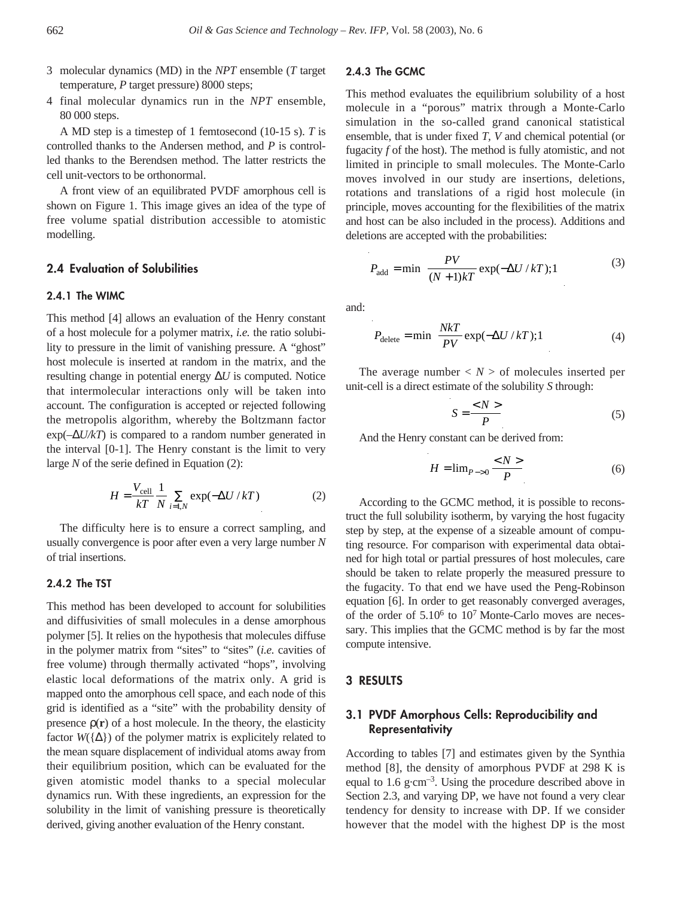3 molecular dynamics (MD) in the *NPT* ensemble (*T* target temperature, *P* target pressure) 8000 steps;

4 final molecular dynamics run in the *NPT* ensemble, 80 000 steps.

A MD step is a timestep of 1 femtosecond (10-15 s). *T* is controlled thanks to the Andersen method, and *P* is controlled thanks to the Berendsen method. The latter restricts the cell unit-vectors to be orthonormal.

A front view of an equilibrated PVDF amorphous cell is shown on Figure 1. This image gives an idea of the type of free volume spatial distribution accessible to atomistic modelling.

### 2.4 Evaluation of Solubilities

#### 2.4.1 The WIMC

This method [4] allows an evaluation of the Henry constant of a host molecule for a polymer matrix, *i.e.* the ratio solubility to pressure in the limit of vanishing pressure. A "ghost" host molecule is inserted at random in the matrix, and the resulting change in potential energy $\Delta U$ is computed. Notice that intermolecular interactions only will be taken into account. The configuration is accepted or rejected following the metropolis algorithm, whereby the Boltzmann factor $\exp(-\Delta U/kT)$ is compared to a random number generated in the interval [0-1]. The Henry constant is the limit to very large *N* of the serie defined in Equation (2):

$$H = \frac{V_{\text{cell}}}{kT} \frac{1}{N} \sum_{i=1,N} \exp(-\Delta U / kT) \tag{2}$$

The difficulty here is to ensure a correct sampling, and usually convergence is poor after even a very large number *N* of trial insertions.

#### 2.4.2 The TST

This method has been developed to account for solubilities and diffusivities of small molecules in a dense amorphous polymer [5]. It relies on the hypothesis that molecules diffuse in the polymer matrix from "sites" to "sites" (*i.e.* cavities of free volume) through thermally activated "hops", involving elastic local deformations of the matrix only. A grid is mapped onto the amorphous cell space, and each node of this grid is identified as a "site" with the probability density of presence $\rho(\mathbf{r})$ of a host molecule. In the theory, the elasticity factor $W(\{\Delta\})$ of the polymer matrix is explicitely related to the mean square displacement of individual atoms away from their equilibrium position, which can be evaluated for the given atomistic model thanks to a special molecular dynamics run. With these ingredients, an expression for the solubility in the limit of vanishing pressure is theoretically derived, giving another evaluation of the Henry constant.

#### 2.4.3 The GCMC

This method evaluates the equilibrium solubility of a host molecule in a "porous" matrix through a Monte-Carlo simulation in the so-called grand canonical statistical ensemble, that is under fixed *T*, *V* and chemical potential (or fugacity *f* of the host). The method is fully atomistic, and not limited in principle to small molecules. The Monte-Carlo moves involved in our study are insertions, deletions, rotations and translations of a rigid host molecule (in principle, moves accounting for the flexibilities of the matrix and host can be also included in the process). Additions and deletions are accepted with the probabilities:

$$P_{\text{add}} = \min\left(\frac{PV}{(N+1)kT} \exp(-\Delta U / kT);1\right) \tag{3}$$

and:

$$P_{\text{delete}} = \min\left(\frac{NkT}{PV} \exp(-\Delta U / kT);1\right) \tag{4}$$

The average number $< N >$ of molecules inserted per unit-cell is a direct estimate of the solubility *S* through:

$$S = \frac{<N>}{P} \tag{5}$$

And the Henry constant can be derived from:

$$H = \lim_{P \to 0} \frac{<N>}{P} \tag{6}$$

According to the GCMC method, it is possible to reconstruct the full solubility isotherm, by varying the host fugacity step by step, at the expense of a sizeable amount of computing resource. For comparison with experimental data obtained for high total or partial pressures of host molecules, care should be taken to relate properly the measured pressure to the fugacity. To that end we have used the Peng-Robinson equation [6]. In order to get reasonably converged averages, of the order of $5.10^6$ to $10^7$ Monte-Carlo moves are necessary. This implies that the GCMC method is by far the most compute intensive.

## 3 RESULTS

### 3.1 PVDF Amorphous Cells: Reproducibility and Representativity

According to tables [7] and estimates given by the Synthia method [8], the density of amorphous PVDF at 298 K is equal to 1.6 $g \cdot cm^{-3}$. Using the procedure described above in Section 2.3, and varying DP, we have not found a very clear tendency for density to increase with DP. If we consider however that the model with the highest DP is the most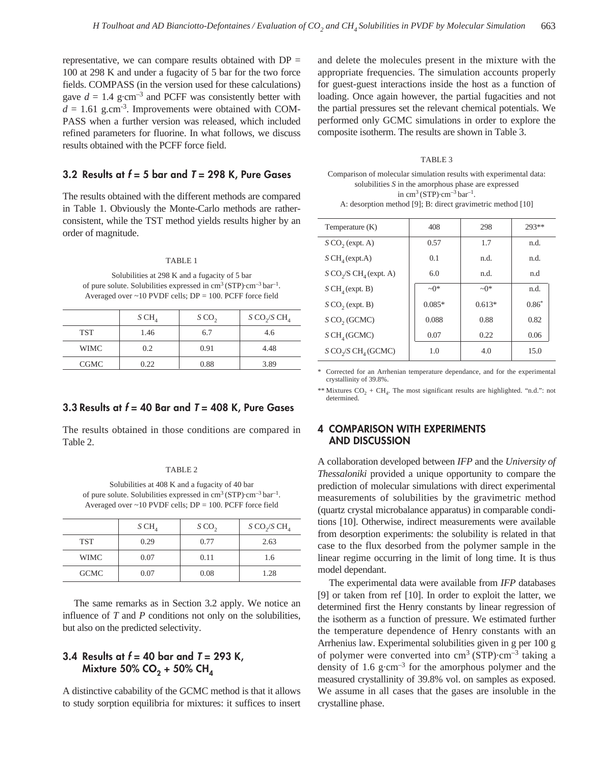representative, we can compare results obtained with DP = 100 at 298 K and under a fugacity of 5 bar for the two force fields. COMPASS (in the version used for these calculations) gave $d$ = 1.4 g·cm$^{-3}$ and PCFF was consistently better with $d$ = 1.61 g.cm$^{-3}$. Improvements were obtained with COMPASS when a further version was released, which included refined parameters for fluorine. In what follows, we discuss results obtained with the PCFF force field.

### 3.2 Results at $f$ = 5 bar and $T$ = 298 K, Pure Gases

The results obtained with the different methods are compared in Table 1. Obviously the Monte-Carlo methods are rather-consistent, while the TST method yields results higher by an order of magnitude.

TABLE 1

Solubilities at 298 K and a fugacity of 5 bar of pure solute. Solubilities expressed in cm$^3$ (STP)·cm$^{-3}$ bar$^{-1}$. Averaged over ~10 PVDF cells; DP = 100. PCFF force field

| | $S$ $CH_4$ | $S$ $CO_2$ | $S$ $CO_2$/$S$ $CH_4$ |
|---|---|---|---|
| TST | 1.46 | 6.7 | 4.6 |
| WIMC | 0.2 | 0.91 | 4.48 |
| CGMC | 0.22 | 0.88 | 3.89 |

### 3.3 Results at $f$ = 40 Bar and $T$ = 408 K, Pure Gases

The results obtained in those conditions are compared in Table 2.

TABLE 2

Solubilities at 408 K and a fugacity of 40 bar of pure solute. Solubilities expressed in cm$^3$ (STP)·cm$^{-3}$ bar$^{-1}$. Averaged over ~10 PVDF cells; DP = 100. PCFF force field

| | $S$ $CH_4$ | $S$ $CO_2$ | $S$ $CO_2$/$S$ $CH_4$ |
|---|---|---|---|
| TST | 0.29 | 0.77 | 2.63 |
| WIMC | 0.07 | 0.11 | 1.6 |
| GCMC | 0.07 | 0.08 | 1.28 |

The same remarks as in Section 3.2 apply. We notice an influence of $T$ and $P$ conditions not only on the solubilities, but also on the predicted selectivity.

### 3.4 Results at $f$ = 40 bar and $T$ = 293 K, Mixture 50% $CO_2$ + 50% $CH_4$

A distinctive cabability of the GCMC method is that it allows to study sorption equilibria for mixtures: it suffices to insert and delete the molecules present in the mixture with the appropriate frequencies. The simulation accounts properly for guest-guest interactions inside the host as a function of loading. Once again however, the partial fugacities and not the partial pressures set the relevant chemical potentials. We performed only GCMC simulations in order to explore the composite isotherm. The results are shown in Table 3.

TABLE 3

Comparison of molecular simulation results with experimental data: solubilities $S$ in the amorphous phase are expressed in cm$^3$ (STP)·cm$^{-3}$ bar$^{-1}$.
A: desorption method [9]; B: direct gravimetric method [10]

| Temperature (K) | 408 | 298 | 293** |
|---|---|---|---|
| $S$ $CO_2$ (expt. A) | 0.57 | 1.7 | n.d. |
| $S$ $CH_4$ (expt.A) | 0.1 | n.d. | n.d. |
| $S$ $CO_2$/S $CH_4$ (expt. A) | 6.0 | n.d. | n.d |
| $S$ $CH_4$ (expt. B) | ~0* | ~0* | n.d. |
| $S$ $CO_2$ (expt. B) | 0.085* | 0.613* | 0.86* |
| $S$ $CO_2$ (GCMC) | 0.088 | 0.88 | 0.82 |
| $S$ $CH_4$ (GCMC) | 0.07 | 0.22 | 0.06 |
| $S$ $CO_2$/S $CH_4$ (GCMC) | 1.0 | 4.0 | 15.0 |

\* Corrected for an Arrhenian temperature dependance, and for the experimental crystallinity of 39.8%.

\*\* Mixtures $CO_2$ + $CH_4$. The most significant results are highlighted. "n.d.": not determined.

## 4 COMPARISON WITH EXPERIMENTS AND DISCUSSION

A collaboration developed between *IFP* and the *University of Thessaloniki* provided a unique opportunity to compare the prediction of molecular simulations with direct experimental measurements of solubilities by the gravimetric method (quartz crystal microbalance apparatus) in comparable conditions [10]. Otherwise, indirect measurements were available from desorption experiments: the solubility is related in that case to the flux desorbed from the polymer sample in the linear regime occurring in the limit of long time. It is thus model dependant.

The experimental data were available from *IFP* databases [9] or taken from ref [10]. In order to exploit the latter, we determined first the Henry constants by linear regression of the isotherm as a function of pressure. We estimated further the temperature dependence of Henry constants with an Arrhenius law. Experimental solubilities given in g per 100 g of polymer were converted into cm$^3$ (STP)·cm$^{-3}$ taking a density of 1.6 g·cm$^{-3}$ for the amorphous polymer and the measured crystallinity of 39.8% vol. on samples as exposed. We assume in all cases that the gases are insoluble in the crystalline phase.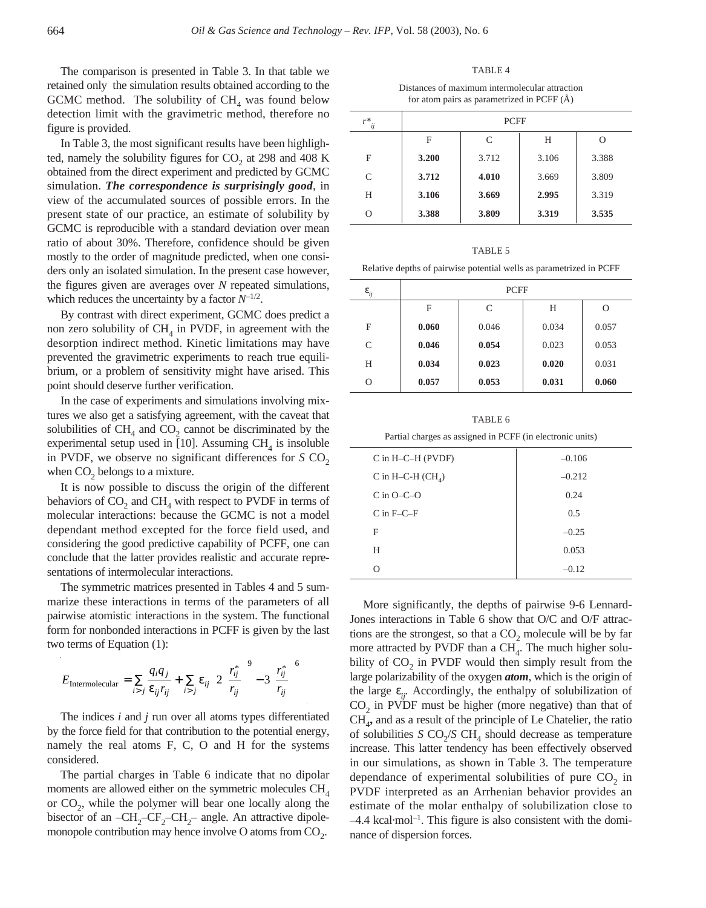The comparison is presented in Table 3. In that table we retained only the simulation results obtained according to the GCMC method. The solubility of $CH_4$ was found below detection limit with the gravimetric method, therefore no figure is provided.

In Table 3, the most significant results have been highlighted, namely the solubility figures for $CO_2$ at 298 and 408 K obtained from the direct experiment and predicted by GCMC simulation. ***The correspondence is surprisingly good***, in view of the accumulated sources of possible errors. In the present state of our practice, an estimate of solubility by GCMC is reproducible with a standard deviation over mean ratio of about 30%. Therefore, confidence should be given mostly to the order of magnitude predicted, when one considers only an isolated simulation. In the present case however, the figures given are averages over $N$ repeated simulations, which reduces the uncertainty by a factor $N^{-1/2}$.

By contrast with direct experiment, GCMC does predict a non zero solubility of $CH_4$ in PVDF, in agreement with the desorption indirect method. Kinetic limitations may have prevented the gravimetric experiments to reach true equilibrium, or a problem of sensitivity might have arisen. This point should deserve further verification.

In the case of experiments and simulations involving mixtures we also get a satisfying agreement, with the caveat that solubilities of $CH_4$ and $CO_2$ cannot be discriminated by the experimental setup used in [10]. Assuming $CH_4$ is insoluble in PVDF, we observe no significant differences for $S$ $CO_2$ when $CO_2$ belongs to a mixture.

It is now possible to discuss the origin of the different behaviors of $CO_2$ and $CH_4$ with respect to PVDF in terms of molecular interactions: because the GCMC is not a model dependant method excepted for the force field used, and considering the good predictive capability of PCFF, one can conclude that the latter provides realistic and accurate representations of intermolecular interactions.

The symmetric matrices presented in Tables 4 and 5 summarize these interactions in terms of the parameters of all pairwise atomistic interactions in the system. The functional form for nonbonded interactions in PCFF is given by the last two terms of Equation (1):

$$E_{\text{Intermolecular}} = \sum_{i>j} \frac{q_i q_j}{\varepsilon_{ij} r_{ij}} + \sum_{i>j} \varepsilon_{ij} \left[ 2\left(\frac{r_{ij}^*}{r_{ij}}\right)^9 - 3\left(\frac{r_{ij}^*}{r_{ij}}\right)^6 \right]$$

The indices $i$ and $j$ run over all atoms types differentiated by the force field for that contribution to the potential energy, namely the real atoms F, C, O and H for the systems considered.

The partial charges in Table 6 indicate that no dipolar moments are allowed either on the symmetric molecules $CH_4$ or $CO_2$, while the polymer will bear one locally along the bisector of an $–CH_2–CF_2–CH_2–$ angle. An attractive dipole-monopole contribution may hence involve O atoms from $CO_2$.

TABLE 4

Distances of maximum intermolecular attraction for atom pairs as parametrized in PCFF (Å)

| $r^*_{ij}$ | PCFF | | | |
|---|---|---|---|---|
| | F | C | H | O |
| F | **3.200** | 3.712 | 3.106 | 3.388 |
| C | **3.712** | **4.010** | 3.669 | 3.809 |
| H | **3.106** | **3.669** | **2.995** | 3.319 |
| O | **3.388** | **3.809** | **3.319** | **3.535** |

TABLE 5

Relative depths of pairwise potential wells as parametrized in PCFF

| $\varepsilon_{ij}$ | PCFF | | | |
|---|---|---|---|---|
| | F | C | H | O |
| F | **0.060** | 0.046 | 0.034 | 0.057 |
| C | **0.046** | **0.054** | 0.023 | 0.053 |
| H | **0.034** | **0.023** | **0.020** | 0.031 |
| O | **0.057** | **0.053** | **0.031** | **0.060** |

TABLE 6

Partial charges as assigned in PCFF (in electronic units)

| | |
|---|---|
| C in H–C–H (PVDF) | –0.106 |
| C in H–C-H ($CH_4$) | –0.212 |
| C in O–C–O | 0.24 |
| C in F–C–F | 0.5 |
| F | –0.25 |
| H | 0.053 |
| O | –0.12 |

More significantly, the depths of pairwise 9-6 Lennard-Jones interactions in Table 6 show that O/C and O/F attractions are the strongest, so that a $CO_2$ molecule will be by far more attracted by PVDF than a $CH_4$. The much higher solubility of $CO_2$ in PVDF would then simply result from the large polarizability of the oxygen ***atom***, which is the origin of the large $\varepsilon_{ij}$. Accordingly, the enthalpy of solubilization of $CO_2$ in PVDF must be higher (more negative) than that of $CH_4$, and as a result of the principle of Le Chatelier, the ratio of solubilities $S$ $CO_2$/$S$ $CH_4$ should decrease as temperature increase. This latter tendency has been effectively observed in our simulations, as shown in Table 3. The temperature dependance of experimental solubilities of pure $CO_2$ in PVDF interpreted as an Arrhenian behavior provides an estimate of the molar enthalpy of solubilization close to $–4.4$ kcal·mol$^{-1}$. This figure is also consistent with the dominance of dispersion forces.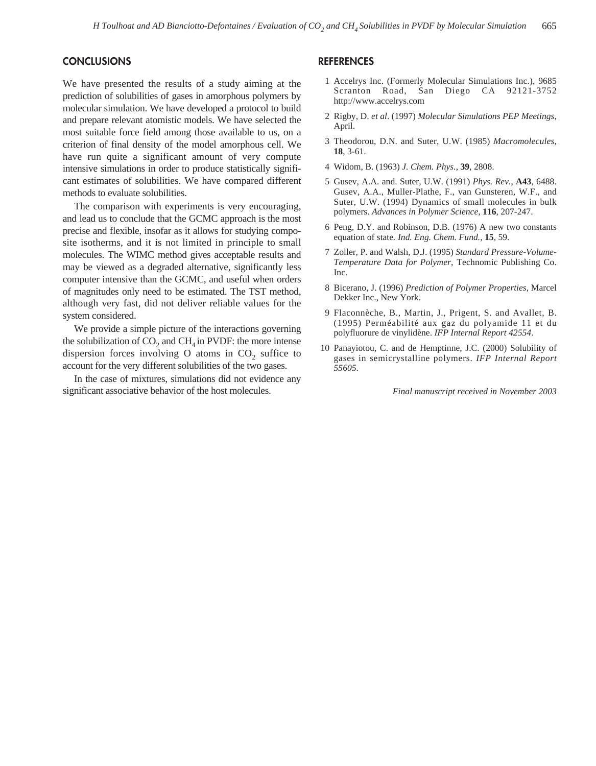## CONCLUSIONS

We have presented the results of a study aiming at the prediction of solubilities of gases in amorphous polymers by molecular simulation. We have developed a protocol to build and prepare relevant atomistic models. We have selected the most suitable force field among those available to us, on a criterion of final density of the model amorphous cell. We have run quite a significant amount of very compute intensive simulations in order to produce statistically significant estimates of solubilities. We have compared different methods to evaluate solubilities.

The comparison with experiments is very encouraging, and lead us to conclude that the GCMC approach is the most precise and flexible, insofar as it allows for studying composite isotherms, and it is not limited in principle to small molecules. The WIMC method gives acceptable results and may be viewed as a degraded alternative, significantly less computer intensive than the GCMC, and useful when orders of magnitudes only need to be estimated. The TST method, although very fast, did not deliver reliable values for the system considered.

We provide a simple picture of the interactions governing the solubilization of $CO_2$ and $CH_4$ in PVDF: the more intense dispersion forces involving O atoms in $CO_2$ suffice to account for the very different solubilities of the two gases.

In the case of mixtures, simulations did not evidence any significant associative behavior of the host molecules.

## REFERENCES

1 Accelrys Inc. (Formerly Molecular Simulations Inc.), 9685 Scranton Road, San Diego CA 92121-3752 http://www.accelrys.com

2 Rigby, D. *et al*. (1997) *Molecular Simulations PEP Meetings*, April.

3 Theodorou, D.N. and Suter, U.W. (1985) *Macromolecules*, **18**, 3-61.

4 Widom, B. (1963) *J. Chem. Phys.*, **39**, 2808.

5 Gusev, A.A. and. Suter, U.W. (1991) *Phys. Rev.*, **A43**, 6488. Gusev, A.A., Muller-Plathe, F., van Gunsteren, W.F., and Suter, U.W. (1994) Dynamics of small molecules in bulk polymers. *Advances in Polymer Science*, **116**, 207-247.

6 Peng, D.Y. and Robinson, D.B. (1976) A new two constants equation of state*. Ind. Eng. Chem. Fund.*, **15**, 59.

7 Zoller, P. and Walsh, D.J. (1995) *Standard Pressure-Volume-Temperature Data for Polymer*, Technomic Publishing Co. Inc.

8 Bicerano, J. (1996) *Prediction of Polymer Properties*, Marcel Dekker Inc., New York.

9 Flaconnèche, B., Martin, J., Prigent, S. and Avallet, B. (1995) Perméabilité aux gaz du polyamide 11 et du polyfluorure de vinylidène. *IFP Internal Report 42554*.

10 Panayiotou, C. and de Hemptinne, J.C. (2000) Solubility of gases in semicrystalline polymers. *IFP Internal Report 55605*.

*Final manuscript received in November 2003*